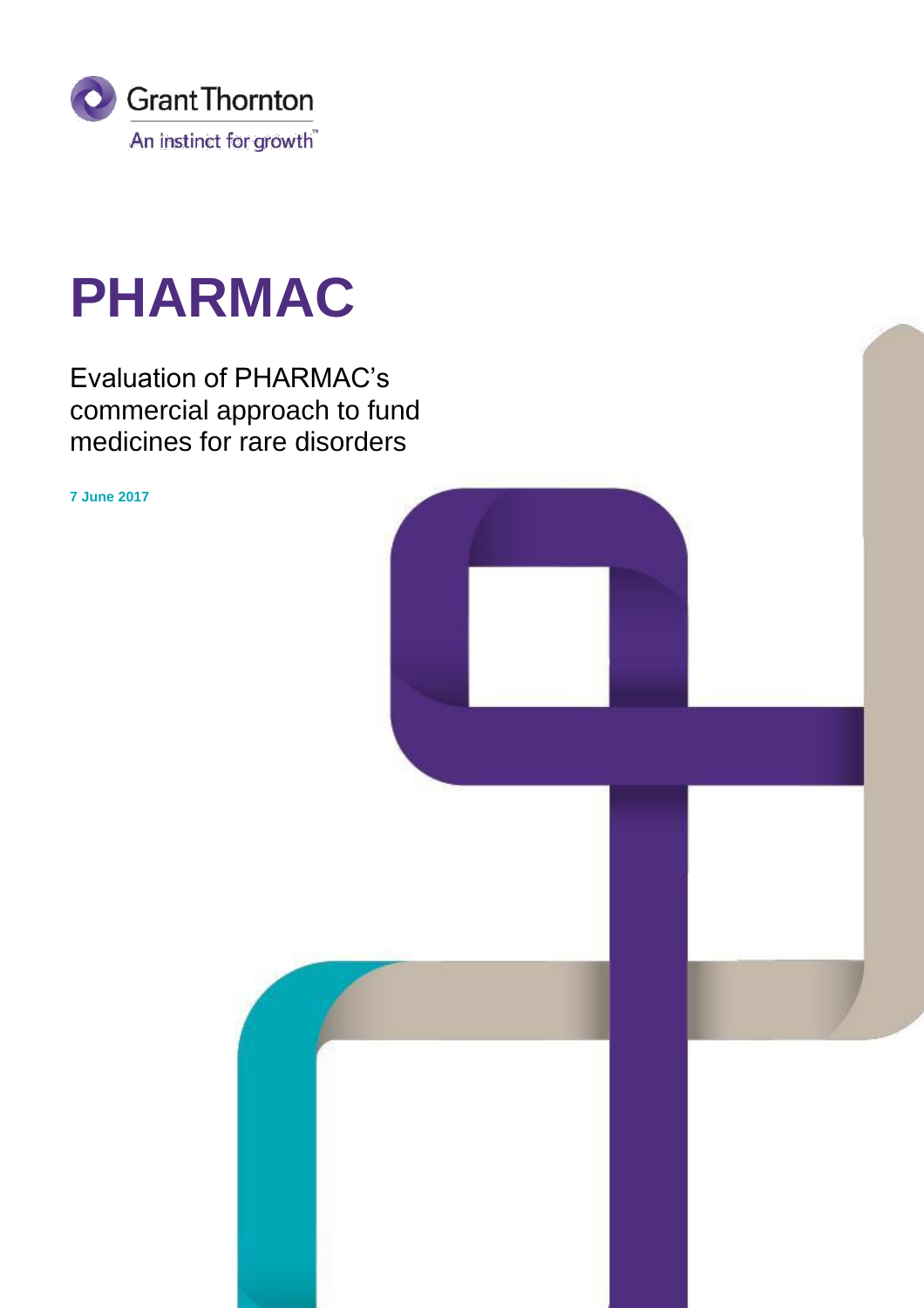Grant Thornton

An instinct for growth™

# PHARMAC

Evaluation of PHARMAC's commercial approach to fund medicines for rare disorders

**7 June 2017**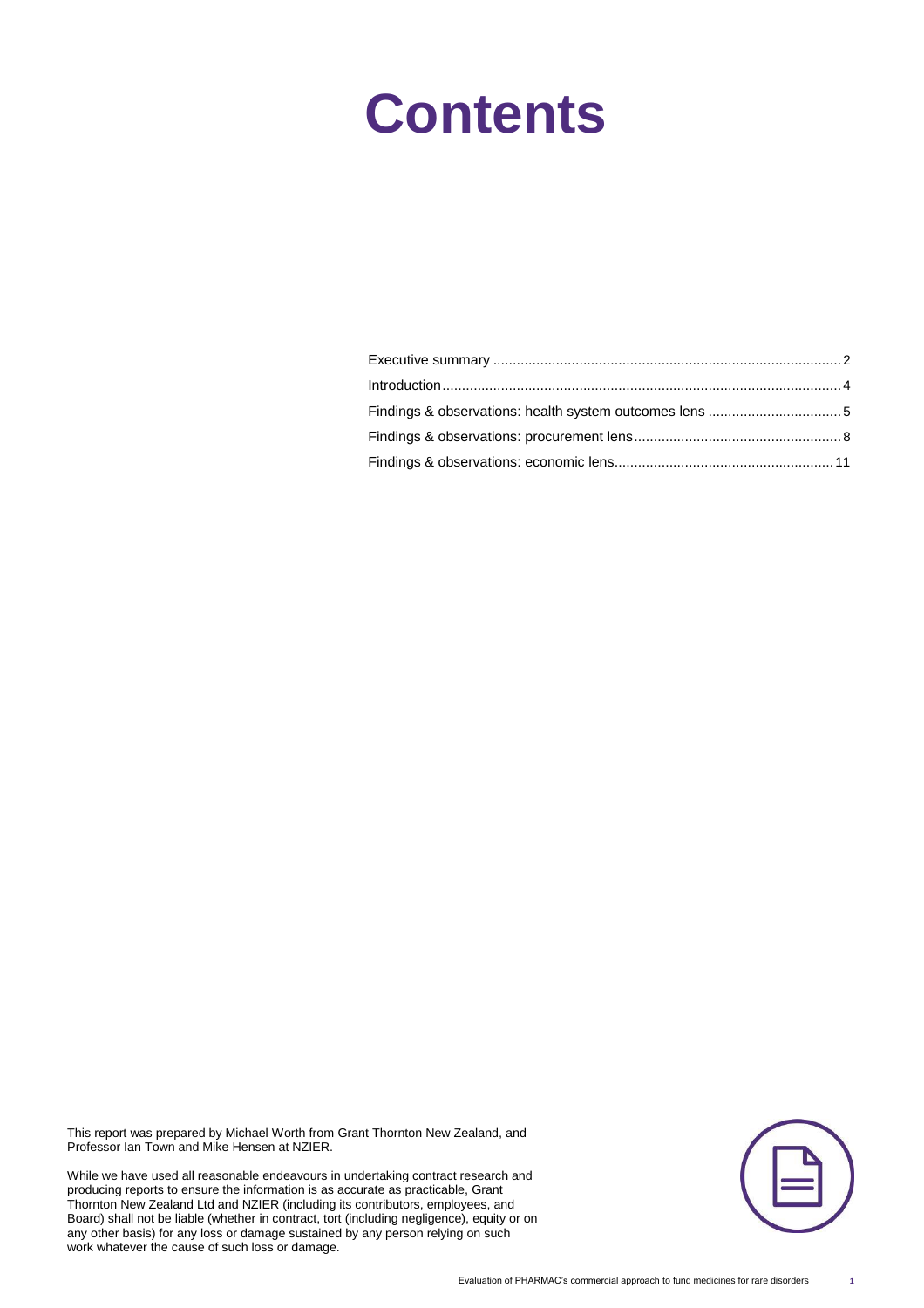# Contents

| | |
|---|---|
| Executive summary | 2 |
| Introduction | 4 |
| Findings & observations: health system outcomes lens | 5 |
| Findings & observations: procurement lens | 8 |
| Findings & observations: economic lens | 11 |

This report was prepared by Michael Worth from Grant Thornton New Zealand, and Professor Ian Town and Mike Hensen at NZIER.

While we have used all reasonable endeavours in undertaking contract research and producing reports to ensure the information is as accurate as practicable, Grant Thornton New Zealand Ltd and NZIER (including its contributors, employees, and Board) shall not be liable (whether in contract, tort (including negligence), equity or on any other basis) for any loss or damage sustained by any person relying on such work whatever the cause of such loss or damage.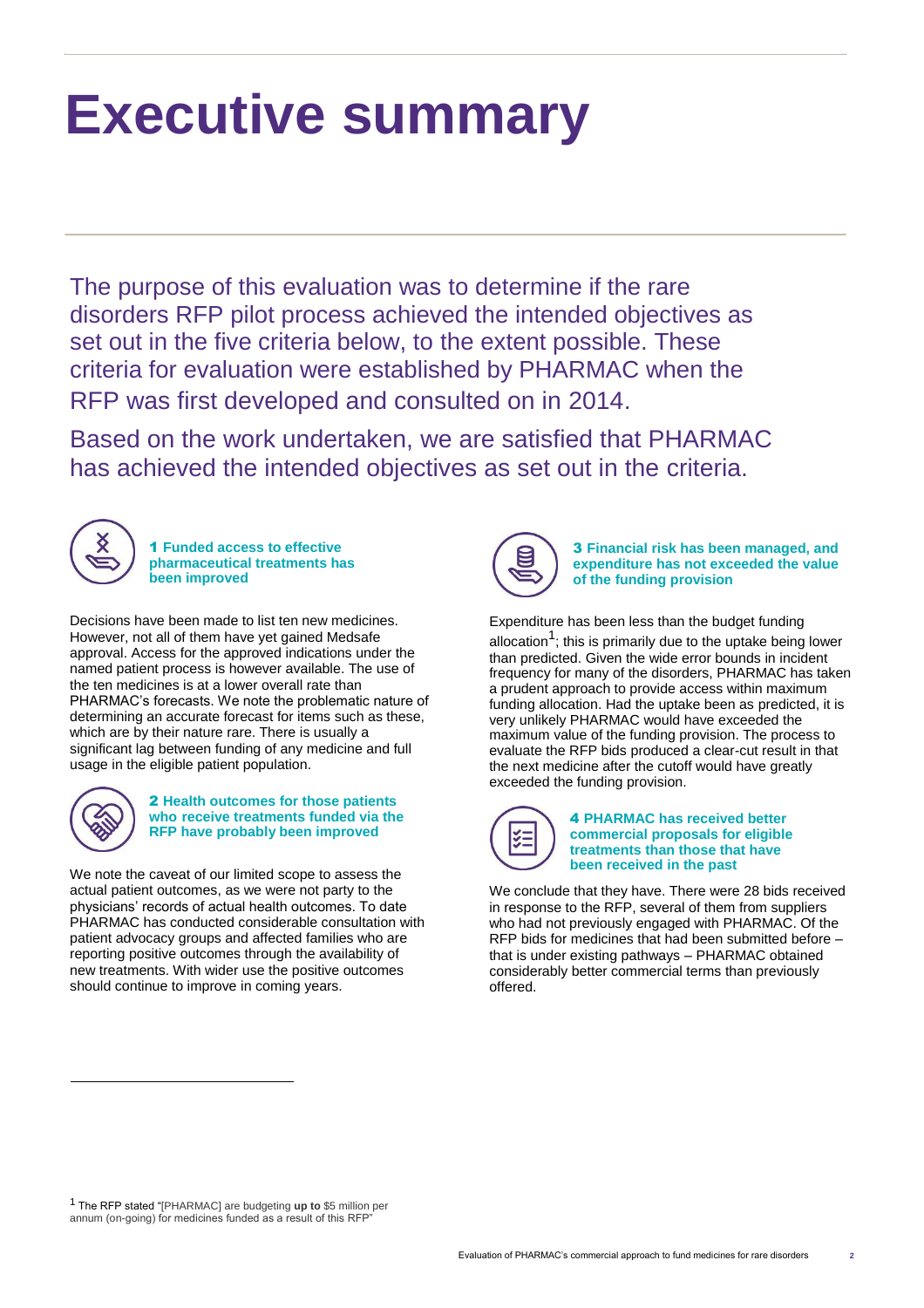# Executive summary

The purpose of this evaluation was to determine if the rare disorders RFP pilot process achieved the intended objectives as set out in the five criteria below, to the extent possible. These criteria for evaluation were established by PHARMAC when the RFP was first developed and consulted on in 2014.

Based on the work undertaken, we are satisfied that PHARMAC has achieved the intended objectives as set out in the criteria.

### 1 Funded access to effective pharmaceutical treatments has been improved

Decisions have been made to list ten new medicines. However, not all of them have yet gained Medsafe approval. Access for the approved indications under the named patient process is however available. The use of the ten medicines is at a lower overall rate than PHARMAC's forecasts. We note the problematic nature of determining an accurate forecast for items such as these, which are by their nature rare. There is usually a significant lag between funding of any medicine and full usage in the eligible patient population.

### 2 Health outcomes for those patients who receive treatments funded via the RFP have probably been improved

We note the caveat of our limited scope to assess the actual patient outcomes, as we were not party to the physicians' records of actual health outcomes. To date PHARMAC has conducted considerable consultation with patient advocacy groups and affected families who are reporting positive outcomes through the availability of new treatments. With wider use the positive outcomes should continue to improve in coming years.

### 3 Financial risk has been managed, and expenditure has not exceeded the value of the funding provision

Expenditure has been less than the budget funding allocation[1]; this is primarily due to the uptake being lower than predicted. Given the wide error bounds in incident frequency for many of the disorders, PHARMAC has taken a prudent approach to provide access within maximum funding allocation. Had the uptake been as predicted, it is very unlikely PHARMAC would have exceeded the maximum value of the funding provision. The process to evaluate the RFP bids produced a clear-cut result in that the next medicine after the cutoff would have greatly exceeded the funding provision.

### 4 PHARMAC has received better commercial proposals for eligible treatments than those that have been received in the past

We conclude that they have. There were 28 bids received in response to the RFP, several of them from suppliers who had not previously engaged with PHARMAC. Of the RFP bids for medicines that had been submitted before – that is under existing pathways – PHARMAC obtained considerably better commercial terms than previously offered.

---

[1] The RFP stated "[PHARMAC] are budgeting **up to** $5 million per annum (on-going) for medicines funded as a result of this RFP"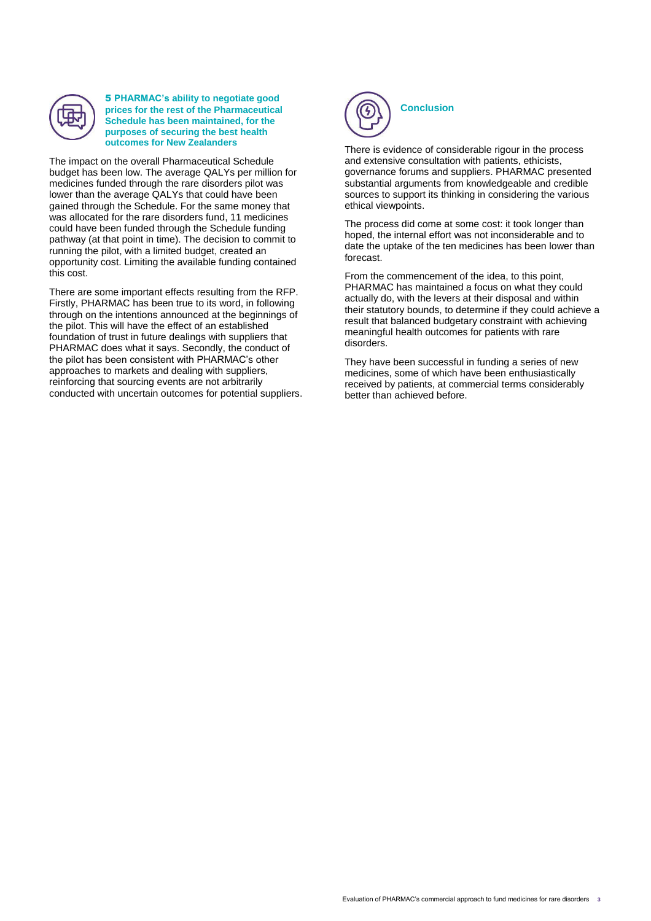### 5 PHARMAC's ability to negotiate good prices for the rest of the Pharmaceutical Schedule has been maintained, for the purposes of securing the best health outcomes for New Zealanders

The impact on the overall Pharmaceutical Schedule budget has been low. The average QALYs per million for medicines funded through the rare disorders pilot was lower than the average QALYs that could have been gained through the Schedule. For the same money that was allocated for the rare disorders fund, 11 medicines could have been funded through the Schedule funding pathway (at that point in time). The decision to commit to running the pilot, with a limited budget, created an opportunity cost. Limiting the available funding contained this cost.

There are some important effects resulting from the RFP. Firstly, PHARMAC has been true to its word, in following through on the intentions announced at the beginnings of the pilot. This will have the effect of an established foundation of trust in future dealings with suppliers that PHARMAC does what it says. Secondly, the conduct of the pilot has been consistent with PHARMAC's other approaches to markets and dealing with suppliers, reinforcing that sourcing events are not arbitrarily conducted with uncertain outcomes for potential suppliers.

### Conclusion

There is evidence of considerable rigour in the process and extensive consultation with patients, ethicists, governance forums and suppliers. PHARMAC presented substantial arguments from knowledgeable and credible sources to support its thinking in considering the various ethical viewpoints.

The process did come at some cost: it took longer than hoped, the internal effort was not inconsiderable and to date the uptake of the ten medicines has been lower than forecast.

From the commencement of the idea, to this point, PHARMAC has maintained a focus on what they could actually do, with the levers at their disposal and within their statutory bounds, to determine if they could achieve a result that balanced budgetary constraint with achieving meaningful health outcomes for patients with rare disorders.

They have been successful in funding a series of new medicines, some of which have been enthusiastically received by patients, at commercial terms considerably better than achieved before.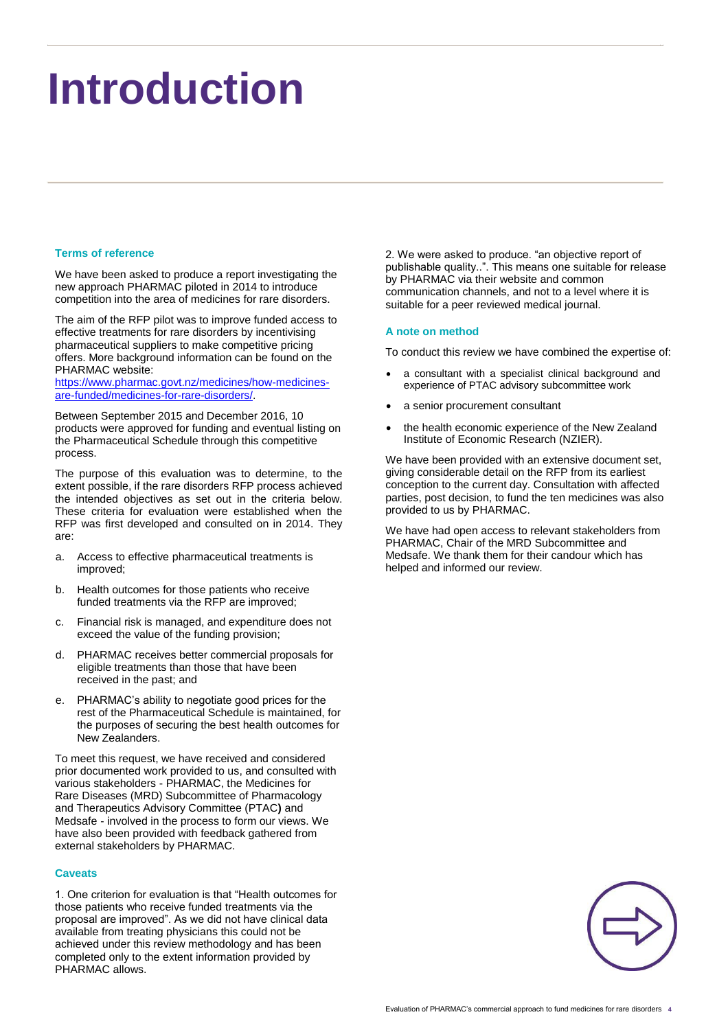# Introduction

### Terms of reference

We have been asked to produce a report investigating the new approach PHARMAC piloted in 2014 to introduce competition into the area of medicines for rare disorders.

The aim of the RFP pilot was to improve funded access to effective treatments for rare disorders by incentivising pharmaceutical suppliers to make competitive pricing offers. More background information can be found on the PHARMAC website: [https://www.pharmac.govt.nz/medicines/how-medicines-are-funded/medicines-for-rare-disorders/](https://www.pharmac.govt.nz/medicines/how-medicines-are-funded/medicines-for-rare-disorders/).

Between September 2015 and December 2016, 10 products were approved for funding and eventual listing on the Pharmaceutical Schedule through this competitive process.

The purpose of this evaluation was to determine, to the extent possible, if the rare disorders RFP process achieved the intended objectives as set out in the criteria below. These criteria for evaluation were established when the RFP was first developed and consulted on in 2014. They are:

a. Access to effective pharmaceutical treatments is improved;

b. Health outcomes for those patients who receive funded treatments via the RFP are improved;

c. Financial risk is managed, and expenditure does not exceed the value of the funding provision;

d. PHARMAC receives better commercial proposals for eligible treatments than those that have been received in the past; and

e. PHARMAC's ability to negotiate good prices for the rest of the Pharmaceutical Schedule is maintained, for the purposes of securing the best health outcomes for New Zealanders.

To meet this request, we have received and considered prior documented work provided to us, and consulted with various stakeholders - PHARMAC, the Medicines for Rare Diseases (MRD) Subcommittee of Pharmacology and Therapeutics Advisory Committee (PTAC) and Medsafe - involved in the process to form our views. We have also been provided with feedback gathered from external stakeholders by PHARMAC.

### Caveats

1. One criterion for evaluation is that "Health outcomes for those patients who receive funded treatments via the proposal are improved". As we did not have clinical data available from treating physicians this could not be achieved under this review methodology and has been completed only to the extent information provided by PHARMAC allows.

2. We were asked to produce. "an objective report of publishable quality..". This means one suitable for release by PHARMAC via their website and common communication channels, and not to a level where it is suitable for a peer reviewed medical journal.

### A note on method

To conduct this review we have combined the expertise of:

- a consultant with a specialist clinical background and experience of PTAC advisory subcommittee work
- a senior procurement consultant
- the health economic experience of the New Zealand Institute of Economic Research (NZIER).

We have been provided with an extensive document set, giving considerable detail on the RFP from its earliest conception to the current day. Consultation with affected parties, post decision, to fund the ten medicines was also provided to us by PHARMAC.

We have had open access to relevant stakeholders from PHARMAC, Chair of the MRD Subcommittee and Medsafe. We thank them for their candour which has helped and informed our review.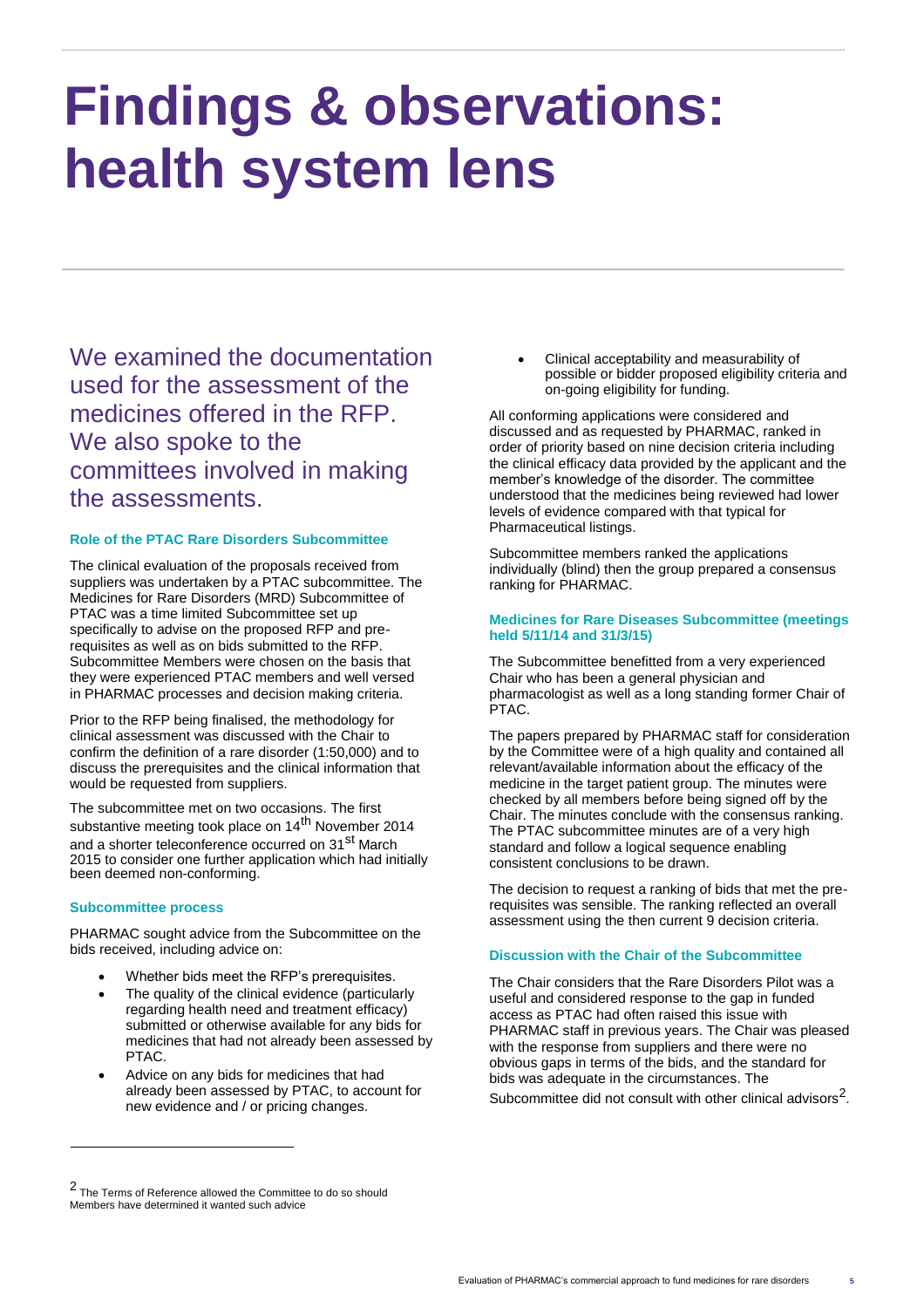# Findings & observations: health system lens

We examined the documentation used for the assessment of the medicines offered in the RFP. We also spoke to the committees involved in making the assessments.

### Role of the PTAC Rare Disorders Subcommittee

The clinical evaluation of the proposals received from suppliers was undertaken by a PTAC subcommittee. The Medicines for Rare Disorders (MRD) Subcommittee of PTAC was a time limited Subcommittee set up specifically to advise on the proposed RFP and pre-requisites as well as on bids submitted to the RFP. Subcommittee Members were chosen on the basis that they were experienced PTAC members and well versed in PHARMAC processes and decision making criteria.

Prior to the RFP being finalised, the methodology for clinical assessment was discussed with the Chair to confirm the definition of a rare disorder (1:50,000) and to discuss the prerequisites and the clinical information that would be requested from suppliers.

The subcommittee met on two occasions. The first substantive meeting took place on 14th November 2014 and a shorter teleconference occurred on 31st March 2015 to consider one further application which had initially been deemed non-conforming.

### Subcommittee process

PHARMAC sought advice from the Subcommittee on the bids received, including advice on:

- Whether bids meet the RFP's prerequisites.
- The quality of the clinical evidence (particularly regarding health need and treatment efficacy) submitted or otherwise available for any bids for medicines that had not already been assessed by PTAC.
- Advice on any bids for medicines that had already been assessed by PTAC, to account for new evidence and / or pricing changes.
- Clinical acceptability and measurability of possible or bidder proposed eligibility criteria and on-going eligibility for funding.

All conforming applications were considered and discussed and as requested by PHARMAC, ranked in order of priority based on nine decision criteria including the clinical efficacy data provided by the applicant and the member's knowledge of the disorder. The committee understood that the medicines being reviewed had lower levels of evidence compared with that typical for Pharmaceutical listings.

Subcommittee members ranked the applications individually (blind) then the group prepared a consensus ranking for PHARMAC.

### Medicines for Rare Diseases Subcommittee (meetings held 5/11/14 and 31/3/15)

The Subcommittee benefitted from a very experienced Chair who has been a general physician and pharmacologist as well as a long standing former Chair of PTAC.

The papers prepared by PHARMAC staff for consideration by the Committee were of a high quality and contained all relevant/available information about the efficacy of the medicine in the target patient group. The minutes were checked by all members before being signed off by the Chair. The minutes conclude with the consensus ranking. The PTAC subcommittee minutes are of a very high standard and follow a logical sequence enabling consistent conclusions to be drawn.

The decision to request a ranking of bids that met the pre-requisites was sensible. The ranking reflected an overall assessment using the then current 9 decision criteria.

### Discussion with the Chair of the Subcommittee

The Chair considers that the Rare Disorders Pilot was a useful and considered response to the gap in funded access as PTAC had often raised this issue with PHARMAC staff in previous years. The Chair was pleased with the response from suppliers and there were no obvious gaps in terms of the bids, and the standard for bids was adequate in the circumstances. The Subcommittee did not consult with other clinical advisors[2].

[2] The Terms of Reference allowed the Committee to do so should Members have determined it wanted such advice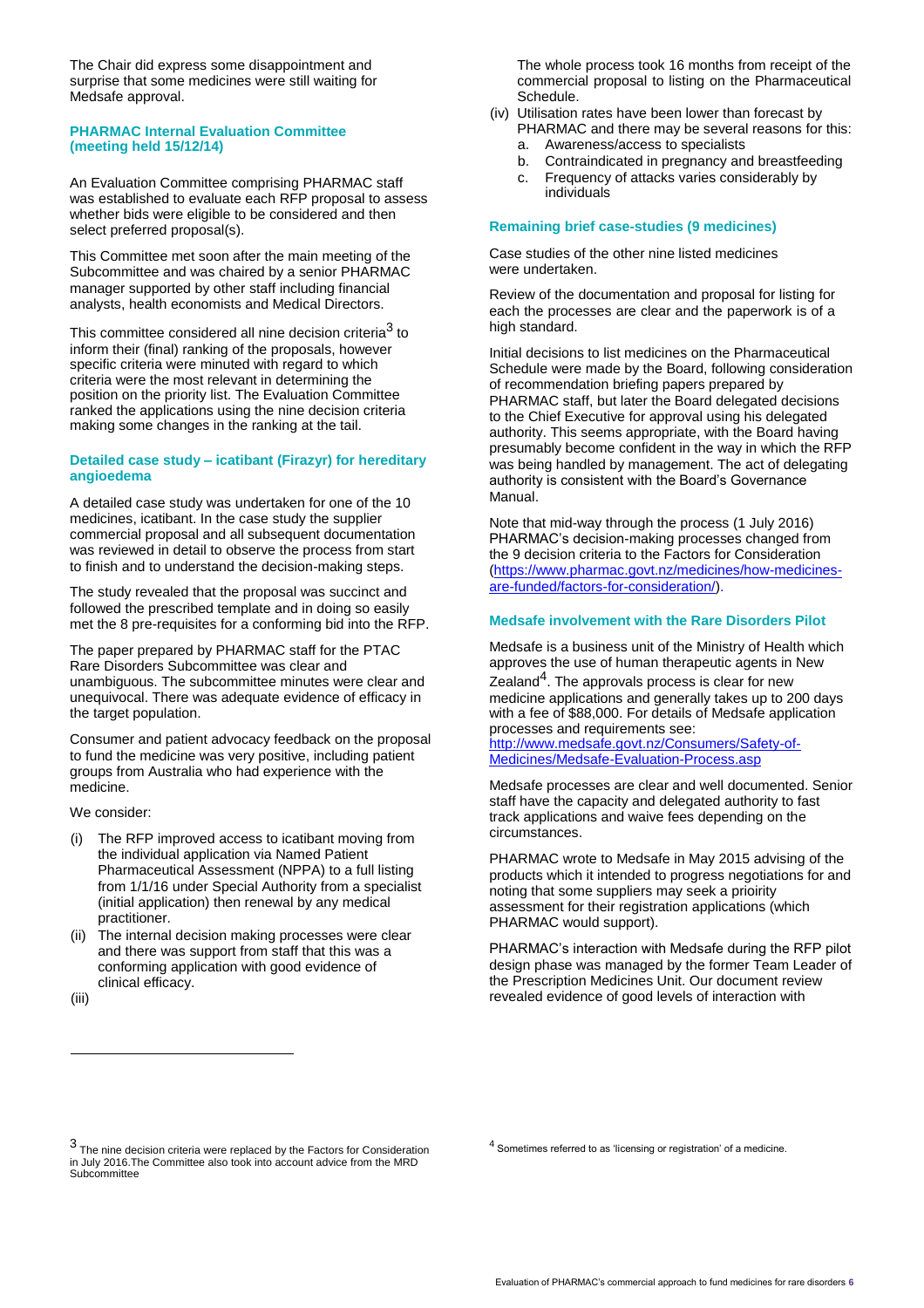The Chair did express some disappointment and surprise that some medicines were still waiting for Medsafe approval.

### PHARMAC Internal Evaluation Committee (meeting held 15/12/14)

An Evaluation Committee comprising PHARMAC staff was established to evaluate each RFP proposal to assess whether bids were eligible to be considered and then select preferred proposal(s).

This Committee met soon after the main meeting of the Subcommittee and was chaired by a senior PHARMAC manager supported by other staff including financial analysts, health economists and Medical Directors.

This committee considered all nine decision criteria[3] to inform their (final) ranking of the proposals, however specific criteria were minuted with regard to which criteria were the most relevant in determining the position on the priority list. The Evaluation Committee ranked the applications using the nine decision criteria making some changes in the ranking at the tail.

### Detailed case study – icatibant (Firazyr) for hereditary angioedema

A detailed case study was undertaken for one of the 10 medicines, icatibant. In the case study the supplier commercial proposal and all subsequent documentation was reviewed in detail to observe the process from start to finish and to understand the decision-making steps.

The study revealed that the proposal was succinct and followed the prescribed template and in doing so easily met the 8 pre-requisites for a conforming bid into the RFP.

The paper prepared by PHARMAC staff for the PTAC Rare Disorders Subcommittee was clear and unambiguous. The subcommittee minutes were clear and unequivocal. There was adequate evidence of efficacy in the target population.

Consumer and patient advocacy feedback on the proposal to fund the medicine was very positive, including patient groups from Australia who had experience with the medicine.

We consider:

(i) The RFP improved access to icatibant moving from the individual application via Named Patient Pharmaceutical Assessment (NPPA) to a full listing from 1/1/16 under Special Authority from a specialist (initial application) then renewal by any medical practitioner.

(ii) The internal decision making processes were clear and there was support from staff that this was a conforming application with good evidence of clinical efficacy.

(iii) The whole process took 16 months from receipt of the commercial proposal to listing on the Pharmaceutical Schedule.

(iv) Utilisation rates have been lower than forecast by PHARMAC and there may be several reasons for this:
   a. Awareness/access to specialists
   b. Contraindicated in pregnancy and breastfeeding
   c. Frequency of attacks varies considerably by individuals

### Remaining brief case-studies (9 medicines)

Case studies of the other nine listed medicines were undertaken.

Review of the documentation and proposal for listing for each the processes are clear and the paperwork is of a high standard.

Initial decisions to list medicines on the Pharmaceutical Schedule were made by the Board, following consideration of recommendation briefing papers prepared by PHARMAC staff, but later the Board delegated decisions to the Chief Executive for approval using his delegated authority. This seems appropriate, with the Board having presumably become confident in the way in which the RFP was being handled by management. The act of delegating authority is consistent with the Board's Governance Manual.

Note that mid-way through the process (1 July 2016) PHARMAC's decision-making processes changed from the 9 decision criteria to the Factors for Consideration (https://www.pharmac.govt.nz/medicines/how-medicines-are-funded/factors-for-consideration/).

### Medsafe involvement with the Rare Disorders Pilot

Medsafe is a business unit of the Ministry of Health which approves the use of human therapeutic agents in New Zealand[4]. The approvals process is clear for new medicine applications and generally takes up to 200 days with a fee of $88,000. For details of Medsafe application processes and requirements see: http://www.medsafe.govt.nz/Consumers/Safety-of-Medicines/Medsafe-Evaluation-Process.asp

Medsafe processes are clear and well documented. Senior staff have the capacity and delegated authority to fast track applications and waive fees depending on the circumstances.

PHARMAC wrote to Medsafe in May 2015 advising of the products which it intended to progress negotiations for and noting that some suppliers may seek a prioirity assessment for their registration applications (which PHARMAC would support).

PHARMAC's interaction with Medsafe during the RFP pilot design phase was managed by the former Team Leader of the Prescription Medicines Unit. Our document review revealed evidence of good levels of interaction with

---

[3] The nine decision criteria were replaced by the Factors for Consideration in July 2016.The Committee also took into account advice from the MRD Subcommittee

[4] Sometimes referred to as 'licensing or registration' of a medicine.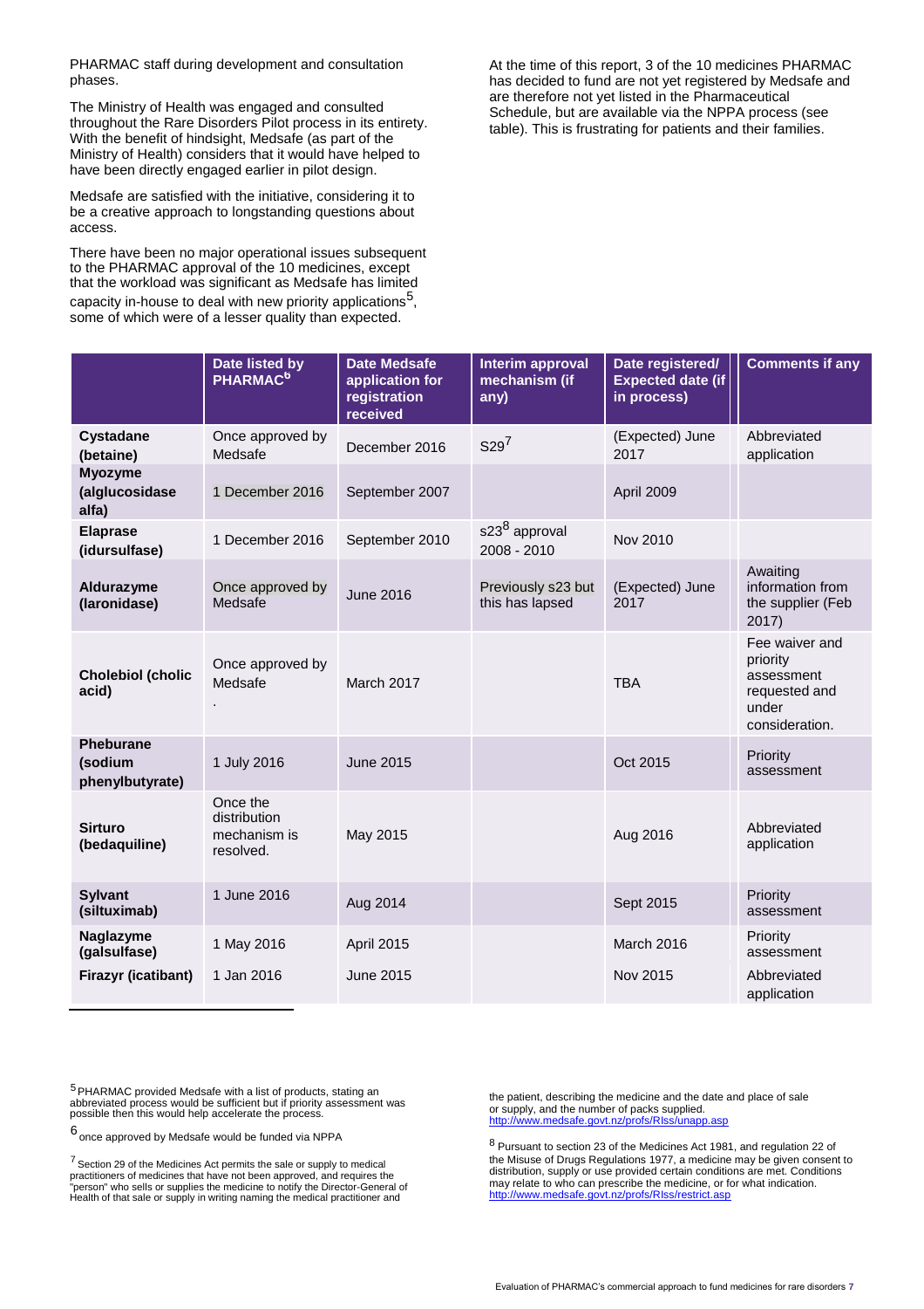PHARMAC staff during development and consultation phases.

The Ministry of Health was engaged and consulted throughout the Rare Disorders Pilot process in its entirety. With the benefit of hindsight, Medsafe (as part of the Ministry of Health) considers that it would have helped to have been directly engaged earlier in pilot design.

Medsafe are satisfied with the initiative, considering it to be a creative approach to longstanding questions about access.

There have been no major operational issues subsequent to the PHARMAC approval of the 10 medicines, except that the workload was significant as Medsafe has limited capacity in-house to deal with new priority applications[5], some of which were of a lesser quality than expected.

At the time of this report, 3 of the 10 medicines PHARMAC has decided to fund are not yet registered by Medsafe and are therefore not yet listed in the Pharmaceutical Schedule, but are available via the NPPA process (see table). This is frustrating for patients and their families.

| | Date listed by PHARMAC[6] | Date Medsafe application for registration received | Interim approval mechanism (if any) | Date registered/ Expected date (if in process) | Comments if any |
|---|---|---|---|---|---|
| **Cystadane (betaine)** | Once approved by Medsafe | December 2016 | S29[7] | (Expected) June 2017 | Abbreviated application |
| **Myozyme (alglucosidase alfa)** | 1 December 2016 | September 2007 | | April 2009 | |
| **Elaprase (idursulfase)** | 1 December 2016 | September 2010 | s23[8] approval 2008 - 2010 | Nov 2010 | |
| **Aldurazyme (laronidase)** | Once approved by Medsafe | June 2016 | Previously s23 but this has lapsed | (Expected) June 2017 | Awaiting information from the supplier (Feb 2017) |
| **Cholebiol (cholic acid)** | Once approved by Medsafe . | March 2017 | | TBA | Fee waiver and priority assessment requested and under consideration. |
| **Pheburane (sodium phenylbutyrate)** | 1 July 2016 | June 2015 | | Oct 2015 | Priority assessment |
| **Sirturo (bedaquiline)** | Once the distribution mechanism is resolved. | May 2015 | | Aug 2016 | Abbreviated application |
| **Sylvant (siltuximab)** | 1 June 2016 | Aug 2014 | | Sept 2015 | Priority assessment |
| **Naglazyme (galsulfase)** | 1 May 2016 | April 2015 | | March 2016 | Priority assessment |
| **Firazyr (icatibant)** | 1 Jan 2016 | June 2015 | | Nov 2015 | Abbreviated application |

[5] PHARMAC provided Medsafe with a list of products, stating an abbreviated process would be sufficient but if priority assessment was possible then this would help accelerate the process.

[6] once approved by Medsafe would be funded via NPPA

[7] Section 29 of the Medicines Act permits the sale or supply to medical practitioners of medicines that have not been approved, and requires the "person" who sells or supplies the medicine to notify the Director-General of Health of that sale or supply in writing naming the medical practitioner and the patient, describing the medicine and the date and place of sale or supply, and the number of packs supplied. http://www.medsafe.govt.nz/profs/RIss/unapp.asp

[8] Pursuant to section 23 of the Medicines Act 1981, and regulation 22 of the Misuse of Drugs Regulations 1977, a medicine may be given consent to distribution, supply or use provided certain conditions are met. Conditions may relate to who can prescribe the medicine, or for what indication. http://www.medsafe.govt.nz/profs/RIss/restrict.asp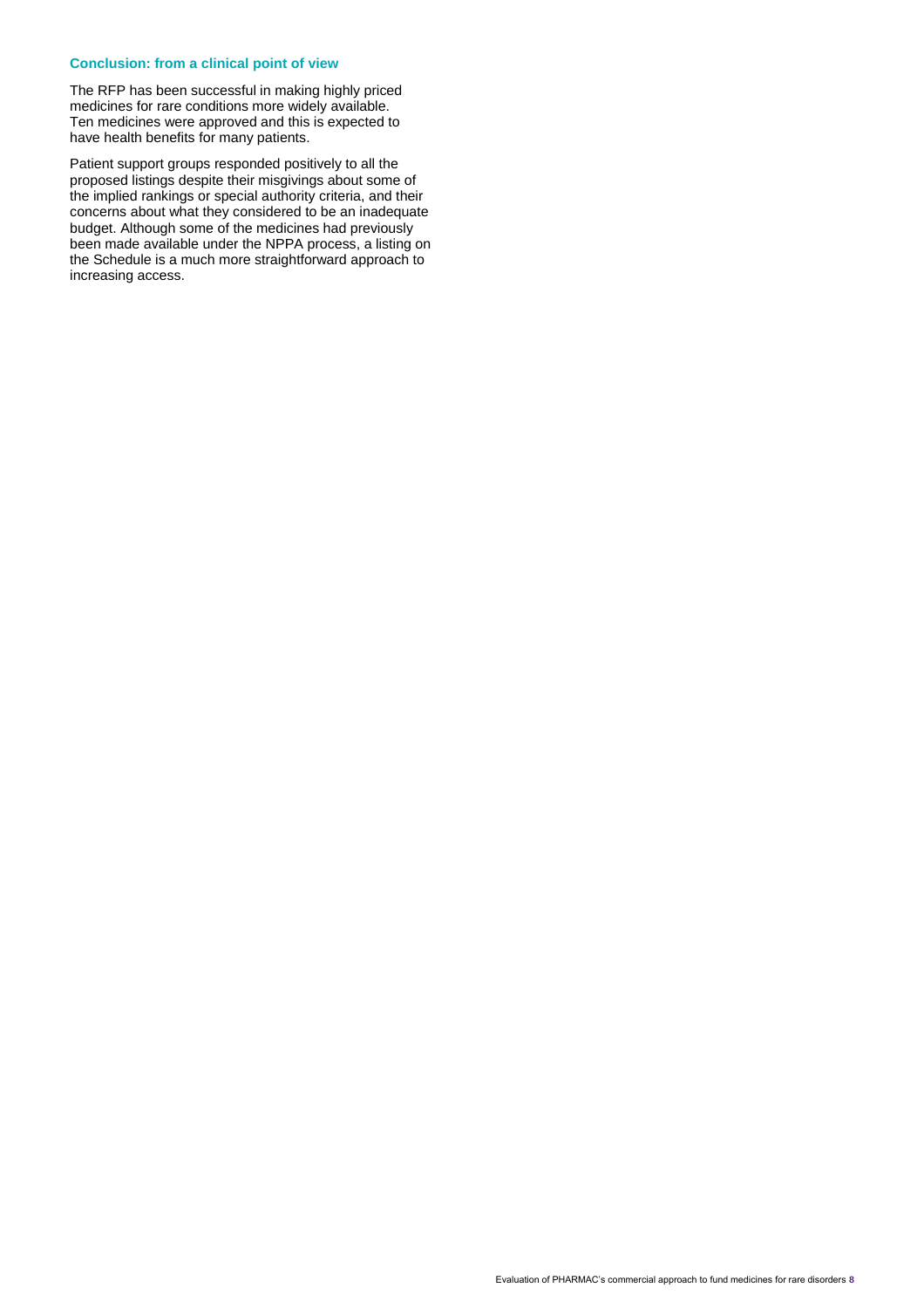### Conclusion: from a clinical point of view

The RFP has been successful in making highly priced medicines for rare conditions more widely available. Ten medicines were approved and this is expected to have health benefits for many patients.

Patient support groups responded positively to all the proposed listings despite their misgivings about some of the implied rankings or special authority criteria, and their concerns about what they considered to be an inadequate budget. Although some of the medicines had previously been made available under the NPPA process, a listing on the Schedule is a much more straightforward approach to increasing access.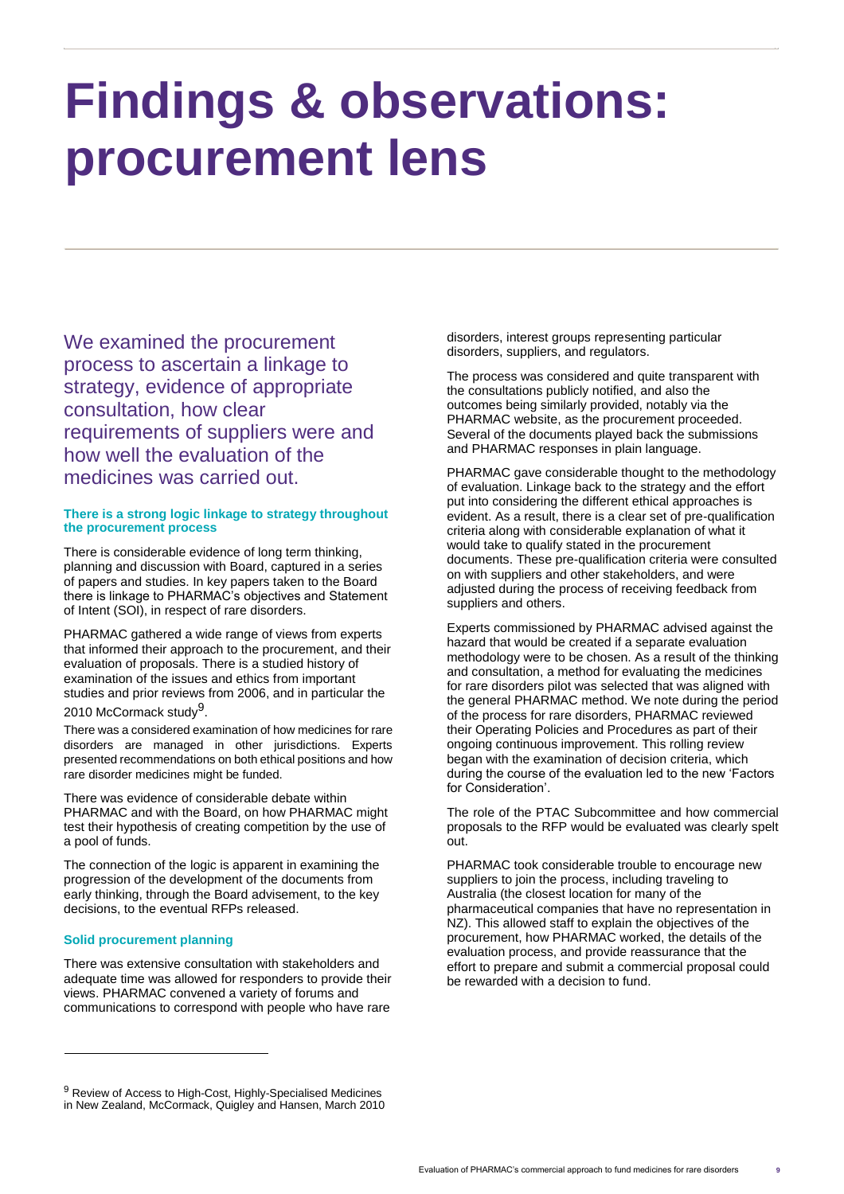# Findings & observations: procurement lens

We examined the procurement process to ascertain a linkage to strategy, evidence of appropriate consultation, how clear requirements of suppliers were and how well the evaluation of the medicines was carried out.

#### There is a strong logic linkage to strategy throughout the procurement process

There is considerable evidence of long term thinking, planning and discussion with Board, captured in a series of papers and studies. In key papers taken to the Board there is linkage to PHARMAC's objectives and Statement of Intent (SOI), in respect of rare disorders.

PHARMAC gathered a wide range of views from experts that informed their approach to the procurement, and their evaluation of proposals. There is a studied history of examination of the issues and ethics from important studies and prior reviews from 2006, and in particular the 2010 McCormack study[9].

There was a considered examination of how medicines for rare disorders are managed in other jurisdictions. Experts presented recommendations on both ethical positions and how rare disorder medicines might be funded.

There was evidence of considerable debate within PHARMAC and with the Board, on how PHARMAC might test their hypothesis of creating competition by the use of a pool of funds.

The connection of the logic is apparent in examining the progression of the development of the documents from early thinking, through the Board advisement, to the key decisions, to the eventual RFPs released.

#### Solid procurement planning

There was extensive consultation with stakeholders and adequate time was allowed for responders to provide their views. PHARMAC convened a variety of forums and communications to correspond with people who have rare disorders, interest groups representing particular disorders, suppliers, and regulators.

The process was considered and quite transparent with the consultations publicly notified, and also the outcomes being similarly provided, notably via the PHARMAC website, as the procurement proceeded. Several of the documents played back the submissions and PHARMAC responses in plain language.

PHARMAC gave considerable thought to the methodology of evaluation. Linkage back to the strategy and the effort put into considering the different ethical approaches is evident. As a result, there is a clear set of pre-qualification criteria along with considerable explanation of what it would take to qualify stated in the procurement documents. These pre-qualification criteria were consulted on with suppliers and other stakeholders, and were adjusted during the process of receiving feedback from suppliers and others.

Experts commissioned by PHARMAC advised against the hazard that would be created if a separate evaluation methodology were to be chosen. As a result of the thinking and consultation, a method for evaluating the medicines for rare disorders pilot was selected that was aligned with the general PHARMAC method. We note during the period of the process for rare disorders, PHARMAC reviewed their Operating Policies and Procedures as part of their ongoing continuous improvement. This rolling review began with the examination of decision criteria, which during the course of the evaluation led to the new 'Factors for Consideration'.

The role of the PTAC Subcommittee and how commercial proposals to the RFP would be evaluated was clearly spelt out.

PHARMAC took considerable trouble to encourage new suppliers to join the process, including traveling to Australia (the closest location for many of the pharmaceutical companies that have no representation in NZ). This allowed staff to explain the objectives of the procurement, how PHARMAC worked, the details of the evaluation process, and provide reassurance that the effort to prepare and submit a commercial proposal could be rewarded with a decision to fund.

---

[9] Review of Access to High-Cost, Highly-Specialised Medicines in New Zealand, McCormack, Quigley and Hansen, March 2010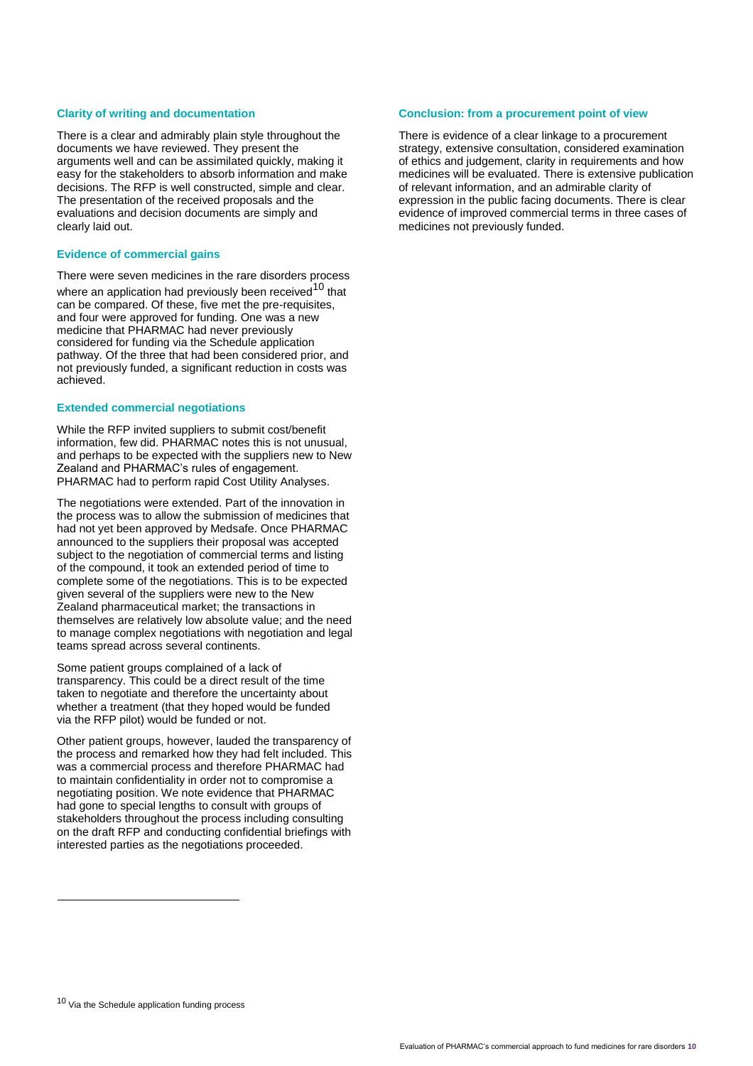### Clarity of writing and documentation

There is a clear and admirably plain style throughout the documents we have reviewed. They present the arguments well and can be assimilated quickly, making it easy for the stakeholders to absorb information and make decisions. The RFP is well constructed, simple and clear. The presentation of the received proposals and the evaluations and decision documents are simply and clearly laid out.

### Evidence of commercial gains

There were seven medicines in the rare disorders process where an application had previously been received[10] that can be compared. Of these, five met the pre-requisites, and four were approved for funding. One was a new medicine that PHARMAC had never previously considered for funding via the Schedule application pathway. Of the three that had been considered prior, and not previously funded, a significant reduction in costs was achieved.

### Extended commercial negotiations

While the RFP invited suppliers to submit cost/benefit information, few did. PHARMAC notes this is not unusual, and perhaps to be expected with the suppliers new to New Zealand and PHARMAC's rules of engagement. PHARMAC had to perform rapid Cost Utility Analyses.

The negotiations were extended. Part of the innovation in the process was to allow the submission of medicines that had not yet been approved by Medsafe. Once PHARMAC announced to the suppliers their proposal was accepted subject to the negotiation of commercial terms and listing of the compound, it took an extended period of time to complete some of the negotiations. This is to be expected given several of the suppliers were new to the New Zealand pharmaceutical market; the transactions in themselves are relatively low absolute value; and the need to manage complex negotiations with negotiation and legal teams spread across several continents.

Some patient groups complained of a lack of transparency. This could be a direct result of the time taken to negotiate and therefore the uncertainty about whether a treatment (that they hoped would be funded via the RFP pilot) would be funded or not.

Other patient groups, however, lauded the transparency of the process and remarked how they had felt included. This was a commercial process and therefore PHARMAC had to maintain confidentiality in order not to compromise a negotiating position. We note evidence that PHARMAC had gone to special lengths to consult with groups of stakeholders throughout the process including consulting on the draft RFP and conducting confidential briefings with interested parties as the negotiations proceeded.

### Conclusion: from a procurement point of view

There is evidence of a clear linkage to a procurement strategy, extensive consultation, considered examination of ethics and judgement, clarity in requirements and how medicines will be evaluated. There is extensive publication of relevant information, and an admirable clarity of expression in the public facing documents. There is clear evidence of improved commercial terms in three cases of medicines not previously funded.

---

[10] Via the Schedule application funding process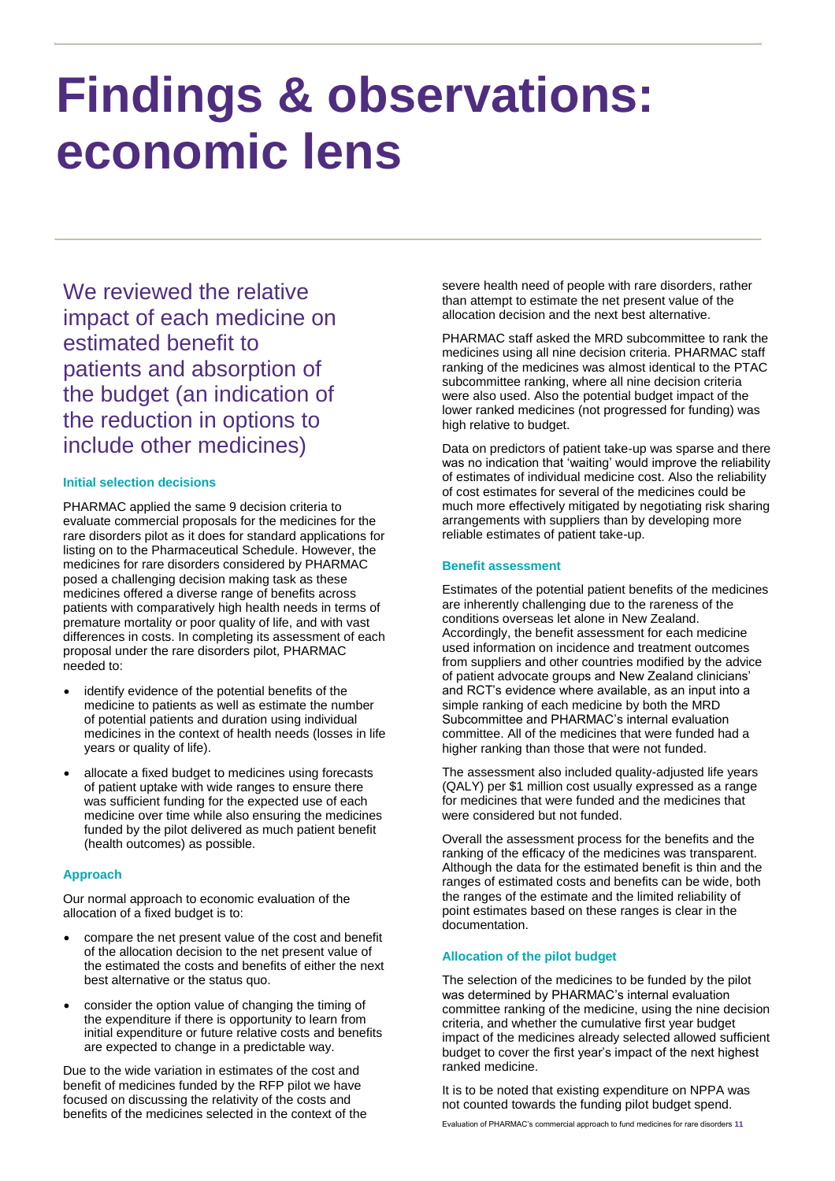# Findings & observations: economic lens

We reviewed the relative impact of each medicine on estimated benefit to patients and absorption of the budget (an indication of the reduction in options to include other medicines)

### Initial selection decisions

PHARMAC applied the same 9 decision criteria to evaluate commercial proposals for the medicines for the rare disorders pilot as it does for standard applications for listing on to the Pharmaceutical Schedule. However, the medicines for rare disorders considered by PHARMAC posed a challenging decision making task as these medicines offered a diverse range of benefits across patients with comparatively high health needs in terms of premature mortality or poor quality of life, and with vast differences in costs. In completing its assessment of each proposal under the rare disorders pilot, PHARMAC needed to:

- identify evidence of the potential benefits of the medicine to patients as well as estimate the number of potential patients and duration using individual medicines in the context of health needs (losses in life years or quality of life).
- allocate a fixed budget to medicines using forecasts of patient uptake with wide ranges to ensure there was sufficient funding for the expected use of each medicine over time while also ensuring the medicines funded by the pilot delivered as much patient benefit (health outcomes) as possible.

### Approach

Our normal approach to economic evaluation of the allocation of a fixed budget is to:

- compare the net present value of the cost and benefit of the allocation decision to the net present value of the estimated the costs and benefits of either the next best alternative or the status quo.
- consider the option value of changing the timing of the expenditure if there is opportunity to learn from initial expenditure or future relative costs and benefits are expected to change in a predictable way.

Due to the wide variation in estimates of the cost and benefit of medicines funded by the RFP pilot we have focused on discussing the relativity of the costs and benefits of the medicines selected in the context of the severe health need of people with rare disorders, rather than attempt to estimate the net present value of the allocation decision and the next best alternative.

PHARMAC staff asked the MRD subcommittee to rank the medicines using all nine decision criteria. PHARMAC staff ranking of the medicines was almost identical to the PTAC subcommittee ranking, where all nine decision criteria were also used. Also the potential budget impact of the lower ranked medicines (not progressed for funding) was high relative to budget.

Data on predictors of patient take-up was sparse and there was no indication that 'waiting' would improve the reliability of estimates of individual medicine cost. Also the reliability of cost estimates for several of the medicines could be much more effectively mitigated by negotiating risk sharing arrangements with suppliers than by developing more reliable estimates of patient take-up.

### Benefit assessment

Estimates of the potential patient benefits of the medicines are inherently challenging due to the rareness of the conditions overseas let alone in New Zealand. Accordingly, the benefit assessment for each medicine used information on incidence and treatment outcomes from suppliers and other countries modified by the advice of patient advocate groups and New Zealand clinicians' and RCT's evidence where available, as an input into a simple ranking of each medicine by both the MRD Subcommittee and PHARMAC's internal evaluation committee. All of the medicines that were funded had a higher ranking than those that were not funded.

The assessment also included quality-adjusted life years (QALY) per $1 million cost usually expressed as a range for medicines that were funded and the medicines that were considered but not funded.

Overall the assessment process for the benefits and the ranking of the efficacy of the medicines was transparent. Although the data for the estimated benefit is thin and the ranges of estimated costs and benefits can be wide, both the ranges of the estimate and the limited reliability of point estimates based on these ranges is clear in the documentation.

### Allocation of the pilot budget

The selection of the medicines to be funded by the pilot was determined by PHARMAC's internal evaluation committee ranking of the medicine, using the nine decision criteria, and whether the cumulative first year budget impact of the medicines already selected allowed sufficient budget to cover the first year's impact of the next highest ranked medicine.

It is to be noted that existing expenditure on NPPA was not counted towards the funding pilot budget spend.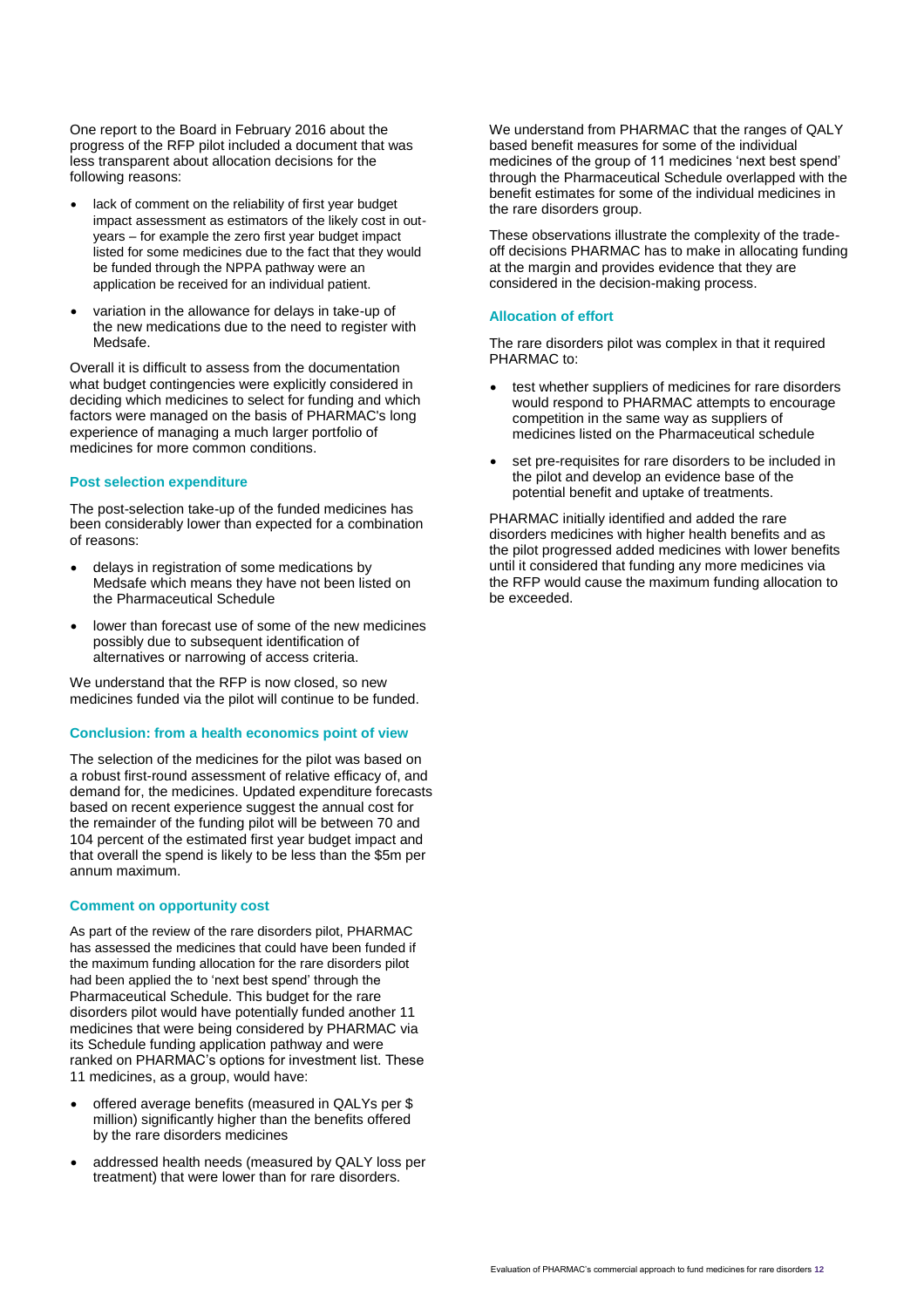One report to the Board in February 2016 about the progress of the RFP pilot included a document that was less transparent about allocation decisions for the following reasons:

- lack of comment on the reliability of first year budget impact assessment as estimators of the likely cost in out-years – for example the zero first year budget impact listed for some medicines due to the fact that they would be funded through the NPPA pathway were an application be received for an individual patient.
- variation in the allowance for delays in take-up of the new medications due to the need to register with Medsafe.

Overall it is difficult to assess from the documentation what budget contingencies were explicitly considered in deciding which medicines to select for funding and which factors were managed on the basis of PHARMAC's long experience of managing a much larger portfolio of medicines for more common conditions.

### Post selection expenditure

The post-selection take-up of the funded medicines has been considerably lower than expected for a combination of reasons:

- delays in registration of some medications by Medsafe which means they have not been listed on the Pharmaceutical Schedule
- lower than forecast use of some of the new medicines possibly due to subsequent identification of alternatives or narrowing of access criteria.

We understand that the RFP is now closed, so new medicines funded via the pilot will continue to be funded.

### Conclusion: from a health economics point of view

The selection of the medicines for the pilot was based on a robust first-round assessment of relative efficacy of, and demand for, the medicines. Updated expenditure forecasts based on recent experience suggest the annual cost for the remainder of the funding pilot will be between 70 and 104 percent of the estimated first year budget impact and that overall the spend is likely to be less than the $5m per annum maximum.

### Comment on opportunity cost

As part of the review of the rare disorders pilot, PHARMAC has assessed the medicines that could have been funded if the maximum funding allocation for the rare disorders pilot had been applied the to 'next best spend' through the Pharmaceutical Schedule. This budget for the rare disorders pilot would have potentially funded another 11 medicines that were being considered by PHARMAC via its Schedule funding application pathway and were ranked on PHARMAC's options for investment list. These 11 medicines, as a group, would have:

- offered average benefits (measured in QALYs per $ million) significantly higher than the benefits offered by the rare disorders medicines
- addressed health needs (measured by QALY loss per treatment) that were lower than for rare disorders.

We understand from PHARMAC that the ranges of QALY based benefit measures for some of the individual medicines of the group of 11 medicines 'next best spend' through the Pharmaceutical Schedule overlapped with the benefit estimates for some of the individual medicines in the rare disorders group.

These observations illustrate the complexity of the trade-off decisions PHARMAC has to make in allocating funding at the margin and provides evidence that they are considered in the decision-making process.

### Allocation of effort

The rare disorders pilot was complex in that it required PHARMAC to:

- test whether suppliers of medicines for rare disorders would respond to PHARMAC attempts to encourage competition in the same way as suppliers of medicines listed on the Pharmaceutical schedule
- set pre-requisites for rare disorders to be included in the pilot and develop an evidence base of the potential benefit and uptake of treatments.

PHARMAC initially identified and added the rare disorders medicines with higher health benefits and as the pilot progressed added medicines with lower benefits until it considered that funding any more medicines via the RFP would cause the maximum funding allocation to be exceeded.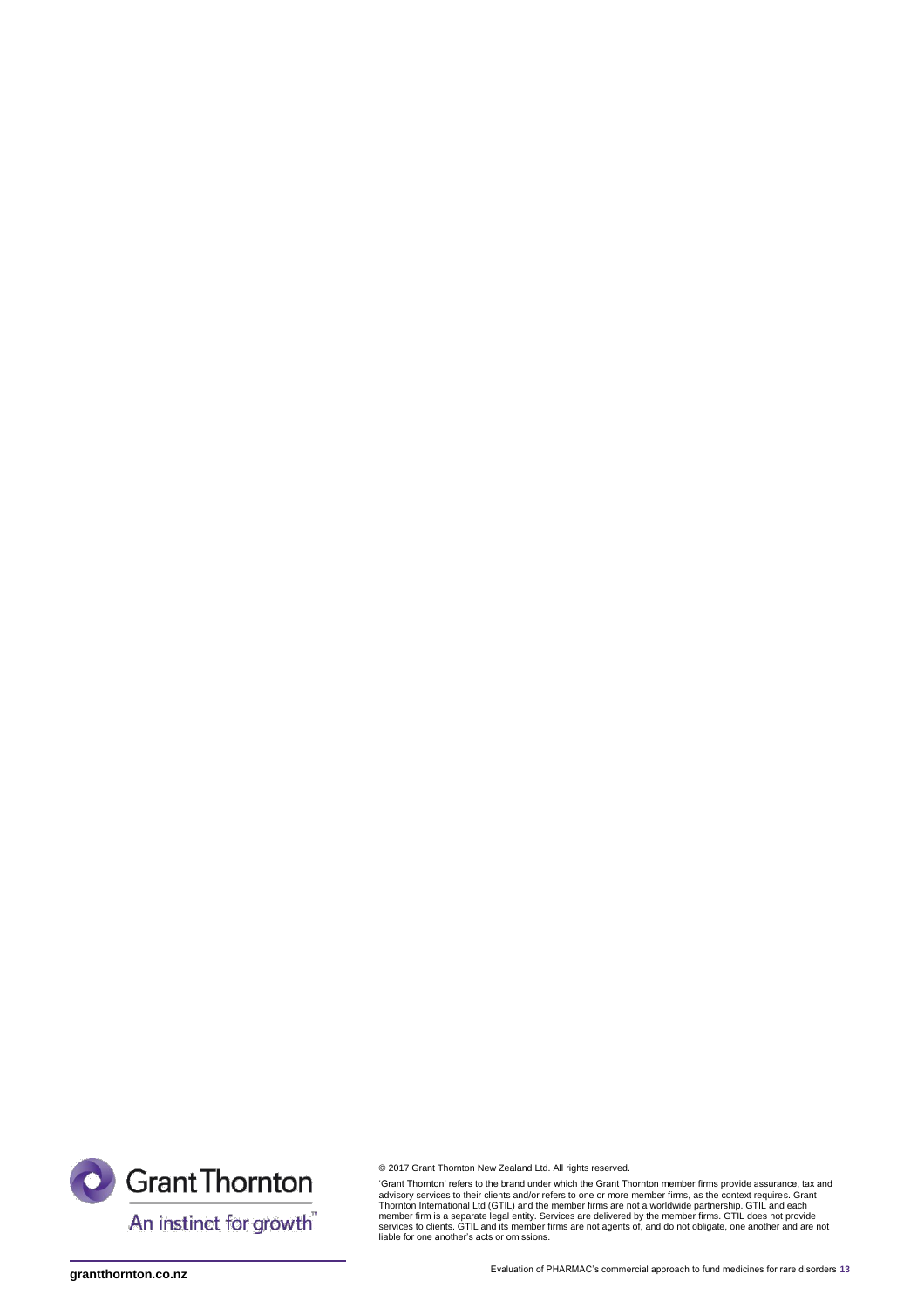Grant Thornton

An instinct for growth™

© 2017 Grant Thornton New Zealand Ltd. All rights reserved.

'Grant Thornton' refers to the brand under which the Grant Thornton member firms provide assurance, tax and advisory services to their clients and/or refers to one or more member firms, as the context requires. Grant Thornton International Ltd (GTIL) and the member firms are not a worldwide partnership. GTIL and each member firm is a separate legal entity. Services are delivered by the member firms. GTIL does not provide services to clients. GTIL and its member firms are not agents of, and do not obligate, one another and are not liable for one another's acts or omissions.

**grantthornton.co.nz**